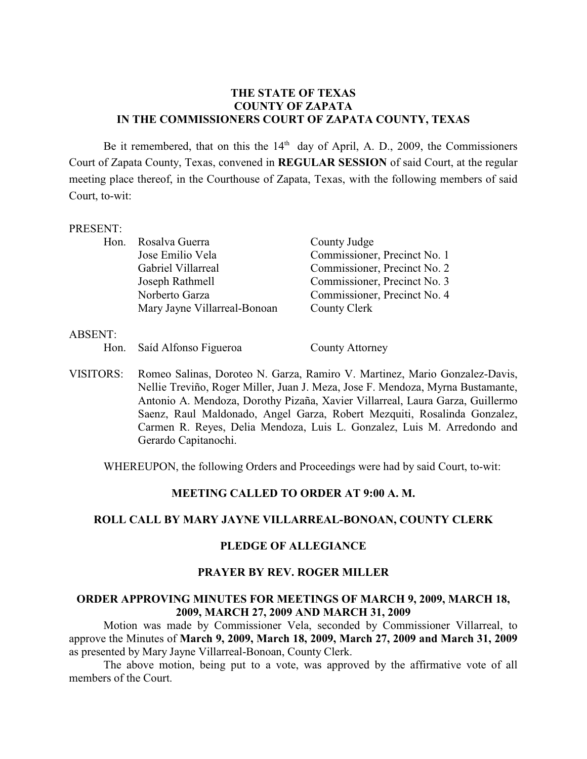**THE STATE OF TEXAS**
**COUNTY OF ZAPATA**
**IN THE COMMISSIONERS COURT OF ZAPATA COUNTY, TEXAS**

Be it remembered, that on this the 14th day of April, A. D., 2009, the Commissioners Court of Zapata County, Texas, convened in **REGULAR SESSION** of said Court, at the regular meeting place thereof, in the Courthouse of Zapata, Texas, with the following members of said Court, to-wit:

PRESENT:

| | | |
|---|---|---|
| Hon. | Rosalva Guerra | County Judge |
| | Jose Emilio Vela | Commissioner, Precinct No. 1 |
| | Gabriel Villarreal | Commissioner, Precinct No. 2 |
| | Joseph Rathmell | Commissioner, Precinct No. 3 |
| | Norberto Garza | Commissioner, Precinct No. 4 |
| | Mary Jayne Villarreal-Bonoan | County Clerk |

ABSENT:

| | | |
|---|---|---|
| Hon. | Saíd Alfonso Figueroa | County Attorney |

VISITORS: Romeo Salinas, Doroteo N. Garza, Ramiro V. Martinez, Mario Gonzalez-Davis, Nellie Treviño, Roger Miller, Juan J. Meza, Jose F. Mendoza, Myrna Bustamante, Antonio A. Mendoza, Dorothy Pizaña, Xavier Villarreal, Laura Garza, Guillermo Saenz, Raul Maldonado, Angel Garza, Robert Mezquiti, Rosalinda Gonzalez, Carmen R. Reyes, Delia Mendoza, Luis L. Gonzalez, Luis M. Arredondo and Gerardo Capitanochi.

WHEREUPON, the following Orders and Proceedings were had by said Court, to-wit:

**MEETING CALLED TO ORDER AT 9:00 A. M.**

**ROLL CALL BY MARY JAYNE VILLARREAL-BONOAN, COUNTY CLERK**

**PLEDGE OF ALLEGIANCE**

**PRAYER BY REV. ROGER MILLER**

**ORDER APPROVING MINUTES FOR MEETINGS OF MARCH 9, 2009, MARCH 18, 2009, MARCH 27, 2009 AND MARCH 31, 2009**

Motion was made by Commissioner Vela, seconded by Commissioner Villarreal, to approve the Minutes of **March 9, 2009, March 18, 2009, March 27, 2009 and March 31, 2009** as presented by Mary Jayne Villarreal-Bonoan, County Clerk.

The above motion, being put to a vote, was approved by the affirmative vote of all members of the Court.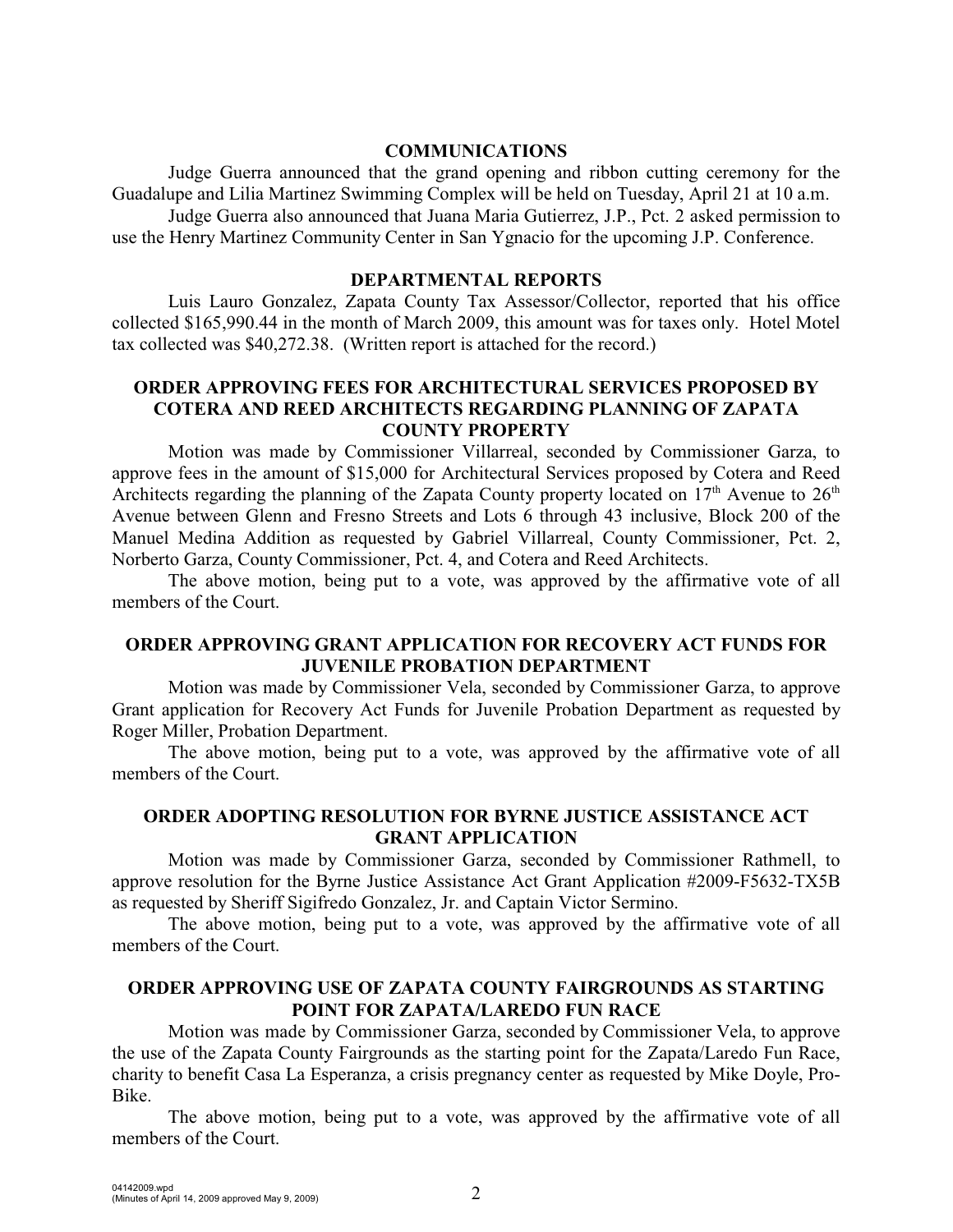## COMMUNICATIONS

Judge Guerra announced that the grand opening and ribbon cutting ceremony for the Guadalupe and Lilia Martinez Swimming Complex will be held on Tuesday, April 21 at 10 a.m.

Judge Guerra also announced that Juana Maria Gutierrez, J.P., Pct. 2 asked permission to use the Henry Martinez Community Center in San Ygnacio for the upcoming J.P. Conference.

## DEPARTMENTAL REPORTS

Luis Lauro Gonzalez, Zapata County Tax Assessor/Collector, reported that his office collected $165,990.44 in the month of March 2009, this amount was for taxes only. Hotel Motel tax collected was $40,272.38. (Written report is attached for the record.)

## ORDER APPROVING FEES FOR ARCHITECTURAL SERVICES PROPOSED BY COTERA AND REED ARCHITECTS REGARDING PLANNING OF ZAPATA COUNTY PROPERTY

Motion was made by Commissioner Villarreal, seconded by Commissioner Garza, to approve fees in the amount of $15,000 for Architectural Services proposed by Cotera and Reed Architects regarding the planning of the Zapata County property located on 17th Avenue to 26th Avenue between Glenn and Fresno Streets and Lots 6 through 43 inclusive, Block 200 of the Manuel Medina Addition as requested by Gabriel Villarreal, County Commissioner, Pct. 2, Norberto Garza, County Commissioner, Pct. 4, and Cotera and Reed Architects.

The above motion, being put to a vote, was approved by the affirmative vote of all members of the Court.

## ORDER APPROVING GRANT APPLICATION FOR RECOVERY ACT FUNDS FOR JUVENILE PROBATION DEPARTMENT

Motion was made by Commissioner Vela, seconded by Commissioner Garza, to approve Grant application for Recovery Act Funds for Juvenile Probation Department as requested by Roger Miller, Probation Department.

The above motion, being put to a vote, was approved by the affirmative vote of all members of the Court.

## ORDER ADOPTING RESOLUTION FOR BYRNE JUSTICE ASSISTANCE ACT GRANT APPLICATION

Motion was made by Commissioner Garza, seconded by Commissioner Rathmell, to approve resolution for the Byrne Justice Assistance Act Grant Application #2009-F5632-TX5B as requested by Sheriff Sigifredo Gonzalez, Jr. and Captain Victor Sermino.

The above motion, being put to a vote, was approved by the affirmative vote of all members of the Court.

## ORDER APPROVING USE OF ZAPATA COUNTY FAIRGROUNDS AS STARTING POINT FOR ZAPATA/LAREDO FUN RACE

Motion was made by Commissioner Garza, seconded by Commissioner Vela, to approve the use of the Zapata County Fairgrounds as the starting point for the Zapata/Laredo Fun Race, charity to benefit Casa La Esperanza, a crisis pregnancy center as requested by Mike Doyle, Pro-Bike.

The above motion, being put to a vote, was approved by the affirmative vote of all members of the Court.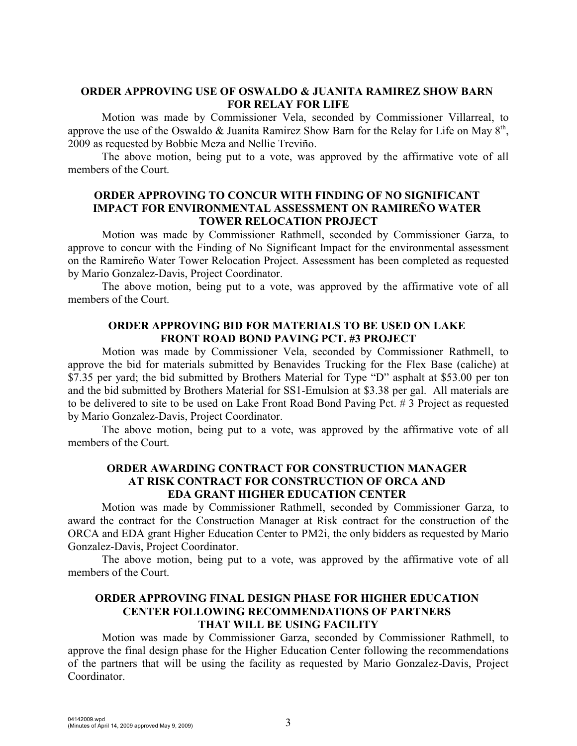## ORDER APPROVING USE OF OSWALDO & JUANITA RAMIREZ SHOW BARN FOR RELAY FOR LIFE

Motion was made by Commissioner Vela, seconded by Commissioner Villarreal, to approve the use of the Oswaldo & Juanita Ramirez Show Barn for the Relay for Life on May 8th, 2009 as requested by Bobbie Meza and Nellie Treviño.

The above motion, being put to a vote, was approved by the affirmative vote of all members of the Court.

## ORDER APPROVING TO CONCUR WITH FINDING OF NO SIGNIFICANT IMPACT FOR ENVIRONMENTAL ASSESSMENT ON RAMIREÑO WATER TOWER RELOCATION PROJECT

Motion was made by Commissioner Rathmell, seconded by Commissioner Garza, to approve to concur with the Finding of No Significant Impact for the environmental assessment on the Ramireño Water Tower Relocation Project. Assessment has been completed as requested by Mario Gonzalez-Davis, Project Coordinator.

The above motion, being put to a vote, was approved by the affirmative vote of all members of the Court.

## ORDER APPROVING BID FOR MATERIALS TO BE USED ON LAKE FRONT ROAD BOND PAVING PCT. #3 PROJECT

Motion was made by Commissioner Vela, seconded by Commissioner Rathmell, to approve the bid for materials submitted by Benavides Trucking for the Flex Base (caliche) at $7.35 per yard; the bid submitted by Brothers Material for Type "D" asphalt at $53.00 per ton and the bid submitted by Brothers Material for SS1-Emulsion at $3.38 per gal. All materials are to be delivered to site to be used on Lake Front Road Bond Paving Pct. # 3 Project as requested by Mario Gonzalez-Davis, Project Coordinator.

The above motion, being put to a vote, was approved by the affirmative vote of all members of the Court.

## ORDER AWARDING CONTRACT FOR CONSTRUCTION MANAGER AT RISK CONTRACT FOR CONSTRUCTION OF ORCA AND EDA GRANT HIGHER EDUCATION CENTER

Motion was made by Commissioner Rathmell, seconded by Commissioner Garza, to award the contract for the Construction Manager at Risk contract for the construction of the ORCA and EDA grant Higher Education Center to PM2i, the only bidders as requested by Mario Gonzalez-Davis, Project Coordinator.

The above motion, being put to a vote, was approved by the affirmative vote of all members of the Court.

## ORDER APPROVING FINAL DESIGN PHASE FOR HIGHER EDUCATION CENTER FOLLOWING RECOMMENDATIONS OF PARTNERS THAT WILL BE USING FACILITY

Motion was made by Commissioner Garza, seconded by Commissioner Rathmell, to approve the final design phase for the Higher Education Center following the recommendations of the partners that will be using the facility as requested by Mario Gonzalez-Davis, Project Coordinator.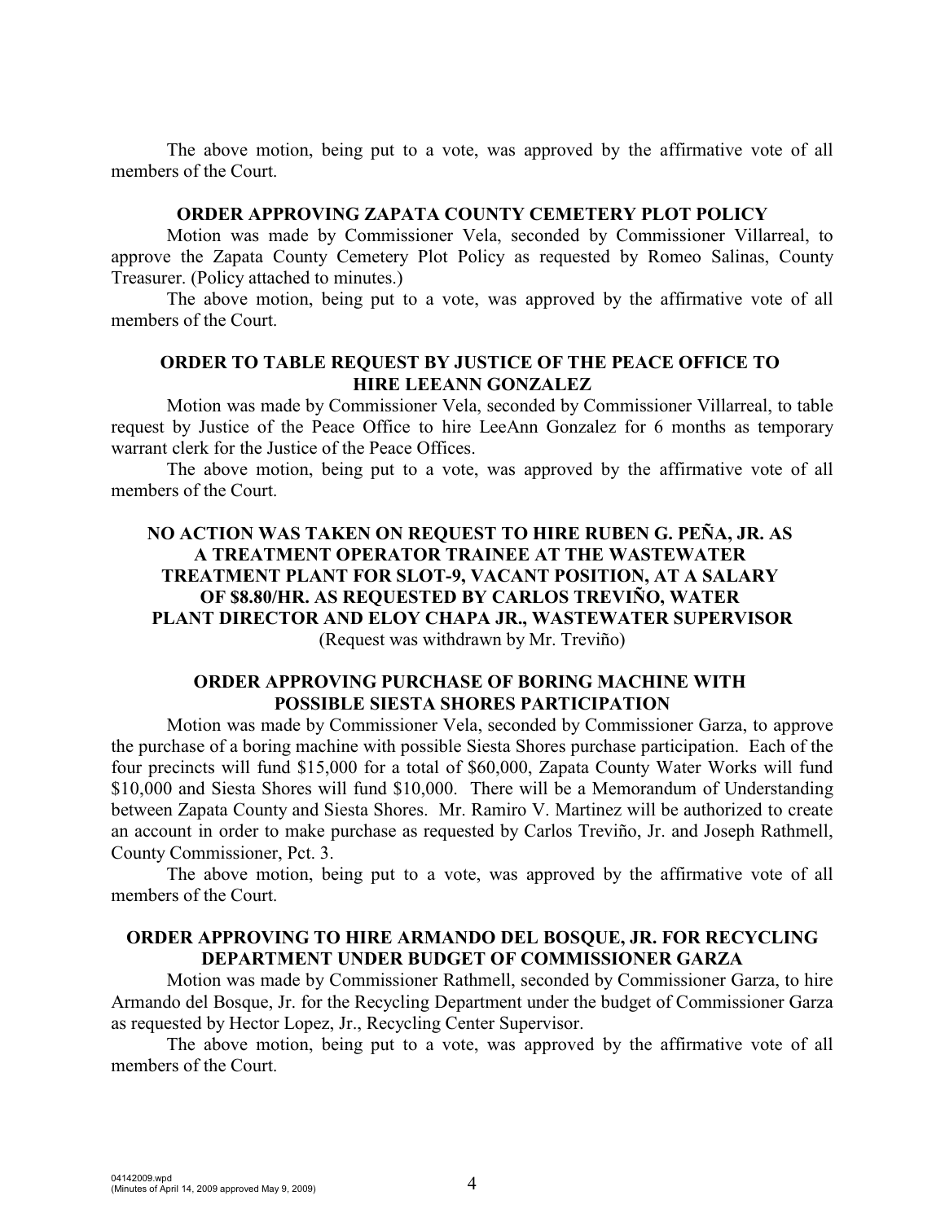The above motion, being put to a vote, was approved by the affirmative vote of all members of the Court.

**ORDER APPROVING ZAPATA COUNTY CEMETERY PLOT POLICY**

Motion was made by Commissioner Vela, seconded by Commissioner Villarreal, to approve the Zapata County Cemetery Plot Policy as requested by Romeo Salinas, County Treasurer. (Policy attached to minutes.)

The above motion, being put to a vote, was approved by the affirmative vote of all members of the Court.

**ORDER TO TABLE REQUEST BY JUSTICE OF THE PEACE OFFICE TO HIRE LEEANN GONZALEZ**

Motion was made by Commissioner Vela, seconded by Commissioner Villarreal, to table request by Justice of the Peace Office to hire LeeAnn Gonzalez for 6 months as temporary warrant clerk for the Justice of the Peace Offices.

The above motion, being put to a vote, was approved by the affirmative vote of all members of the Court.

**NO ACTION WAS TAKEN ON REQUEST TO HIRE RUBEN G. PEÑA, JR. AS A TREATMENT OPERATOR TRAINEE AT THE WASTEWATER TREATMENT PLANT FOR SLOT-9, VACANT POSITION, AT A SALARY OF $8.80/HR. AS REQUESTED BY CARLOS TREVIÑO, WATER PLANT DIRECTOR AND ELOY CHAPA JR., WASTEWATER SUPERVISOR**

(Request was withdrawn by Mr. Treviño)

**ORDER APPROVING PURCHASE OF BORING MACHINE WITH POSSIBLE SIESTA SHORES PARTICIPATION**

Motion was made by Commissioner Vela, seconded by Commissioner Garza, to approve the purchase of a boring machine with possible Siesta Shores purchase participation. Each of the four precincts will fund $15,000 for a total of $60,000, Zapata County Water Works will fund $10,000 and Siesta Shores will fund $10,000. There will be a Memorandum of Understanding between Zapata County and Siesta Shores. Mr. Ramiro V. Martinez will be authorized to create an account in order to make purchase as requested by Carlos Treviño, Jr. and Joseph Rathmell, County Commissioner, Pct. 3.

The above motion, being put to a vote, was approved by the affirmative vote of all members of the Court.

**ORDER APPROVING TO HIRE ARMANDO DEL BOSQUE, JR. FOR RECYCLING DEPARTMENT UNDER BUDGET OF COMMISSIONER GARZA**

Motion was made by Commissioner Rathmell, seconded by Commissioner Garza, to hire Armando del Bosque, Jr. for the Recycling Department under the budget of Commissioner Garza as requested by Hector Lopez, Jr., Recycling Center Supervisor.

The above motion, being put to a vote, was approved by the affirmative vote of all members of the Court.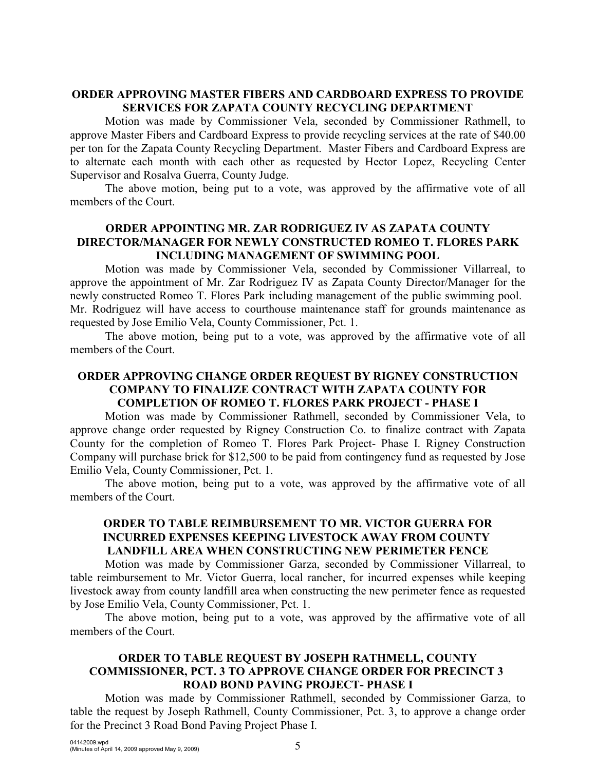**ORDER APPROVING MASTER FIBERS AND CARDBOARD EXPRESS TO PROVIDE SERVICES FOR ZAPATA COUNTY RECYCLING DEPARTMENT**

Motion was made by Commissioner Vela, seconded by Commissioner Rathmell, to approve Master Fibers and Cardboard Express to provide recycling services at the rate of $40.00 per ton for the Zapata County Recycling Department. Master Fibers and Cardboard Express are to alternate each month with each other as requested by Hector Lopez, Recycling Center Supervisor and Rosalva Guerra, County Judge.

The above motion, being put to a vote, was approved by the affirmative vote of all members of the Court.

**ORDER APPOINTING MR. ZAR RODRIGUEZ IV AS ZAPATA COUNTY DIRECTOR/MANAGER FOR NEWLY CONSTRUCTED ROMEO T. FLORES PARK INCLUDING MANAGEMENT OF SWIMMING POOL**

Motion was made by Commissioner Vela, seconded by Commissioner Villarreal, to approve the appointment of Mr. Zar Rodriguez IV as Zapata County Director/Manager for the newly constructed Romeo T. Flores Park including management of the public swimming pool. Mr. Rodriguez will have access to courthouse maintenance staff for grounds maintenance as requested by Jose Emilio Vela, County Commissioner, Pct. 1.

The above motion, being put to a vote, was approved by the affirmative vote of all members of the Court.

**ORDER APPROVING CHANGE ORDER REQUEST BY RIGNEY CONSTRUCTION COMPANY TO FINALIZE CONTRACT WITH ZAPATA COUNTY FOR COMPLETION OF ROMEO T. FLORES PARK PROJECT - PHASE I**

Motion was made by Commissioner Rathmell, seconded by Commissioner Vela, to approve change order requested by Rigney Construction Co. to finalize contract with Zapata County for the completion of Romeo T. Flores Park Project- Phase I. Rigney Construction Company will purchase brick for $12,500 to be paid from contingency fund as requested by Jose Emilio Vela, County Commissioner, Pct. 1.

The above motion, being put to a vote, was approved by the affirmative vote of all members of the Court.

**ORDER TO TABLE REIMBURSEMENT TO MR. VICTOR GUERRA FOR INCURRED EXPENSES KEEPING LIVESTOCK AWAY FROM COUNTY LANDFILL AREA WHEN CONSTRUCTING NEW PERIMETER FENCE**

Motion was made by Commissioner Garza, seconded by Commissioner Villarreal, to table reimbursement to Mr. Victor Guerra, local rancher, for incurred expenses while keeping livestock away from county landfill area when constructing the new perimeter fence as requested by Jose Emilio Vela, County Commissioner, Pct. 1.

The above motion, being put to a vote, was approved by the affirmative vote of all members of the Court.

**ORDER TO TABLE REQUEST BY JOSEPH RATHMELL, COUNTY COMMISSIONER, PCT. 3 TO APPROVE CHANGE ORDER FOR PRECINCT 3 ROAD BOND PAVING PROJECT- PHASE I**

Motion was made by Commissioner Rathmell, seconded by Commissioner Garza, to table the request by Joseph Rathmell, County Commissioner, Pct. 3, to approve a change order for the Precinct 3 Road Bond Paving Project Phase I.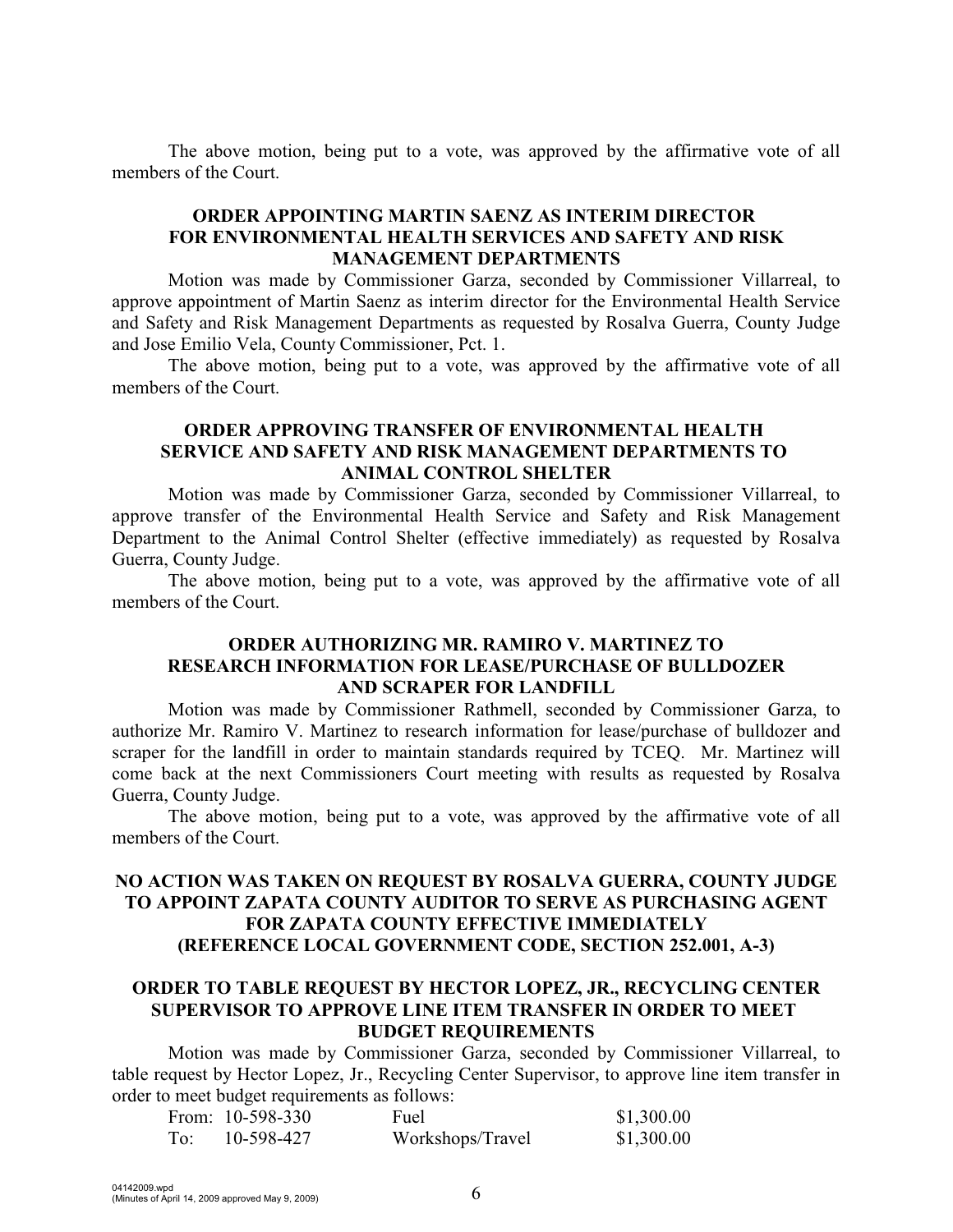The above motion, being put to a vote, was approved by the affirmative vote of all members of the Court.

**ORDER APPOINTING MARTIN SAENZ AS INTERIM DIRECTOR FOR ENVIRONMENTAL HEALTH SERVICES AND SAFETY AND RISK MANAGEMENT DEPARTMENTS**

Motion was made by Commissioner Garza, seconded by Commissioner Villarreal, to approve appointment of Martin Saenz as interim director for the Environmental Health Service and Safety and Risk Management Departments as requested by Rosalva Guerra, County Judge and Jose Emilio Vela, County Commissioner, Pct. 1.

The above motion, being put to a vote, was approved by the affirmative vote of all members of the Court.

**ORDER APPROVING TRANSFER OF ENVIRONMENTAL HEALTH SERVICE AND SAFETY AND RISK MANAGEMENT DEPARTMENTS TO ANIMAL CONTROL SHELTER**

Motion was made by Commissioner Garza, seconded by Commissioner Villarreal, to approve transfer of the Environmental Health Service and Safety and Risk Management Department to the Animal Control Shelter (effective immediately) as requested by Rosalva Guerra, County Judge.

The above motion, being put to a vote, was approved by the affirmative vote of all members of the Court.

**ORDER AUTHORIZING MR. RAMIRO V. MARTINEZ TO RESEARCH INFORMATION FOR LEASE/PURCHASE OF BULLDOZER AND SCRAPER FOR LANDFILL**

Motion was made by Commissioner Rathmell, seconded by Commissioner Garza, to authorize Mr. Ramiro V. Martinez to research information for lease/purchase of bulldozer and scraper for the landfill in order to maintain standards required by TCEQ. Mr. Martinez will come back at the next Commissioners Court meeting with results as requested by Rosalva Guerra, County Judge.

The above motion, being put to a vote, was approved by the affirmative vote of all members of the Court.

**NO ACTION WAS TAKEN ON REQUEST BY ROSALVA GUERRA, COUNTY JUDGE TO APPOINT ZAPATA COUNTY AUDITOR TO SERVE AS PURCHASING AGENT FOR ZAPATA COUNTY EFFECTIVE IMMEDIATELY (REFERENCE LOCAL GOVERNMENT CODE, SECTION 252.001, A-3)**

**ORDER TO TABLE REQUEST BY HECTOR LOPEZ, JR., RECYCLING CENTER SUPERVISOR TO APPROVE LINE ITEM TRANSFER IN ORDER TO MEET BUDGET REQUIREMENTS**

Motion was made by Commissioner Garza, seconded by Commissioner Villarreal, to table request by Hector Lopez, Jr., Recycling Center Supervisor, to approve line item transfer in order to meet budget requirements as follows:

| | | | |
|---|---|---|---|
| From: | 10-598-330 | Fuel | $1,300.00 |
| To: | 10-598-427 | Workshops/Travel | $1,300.00 |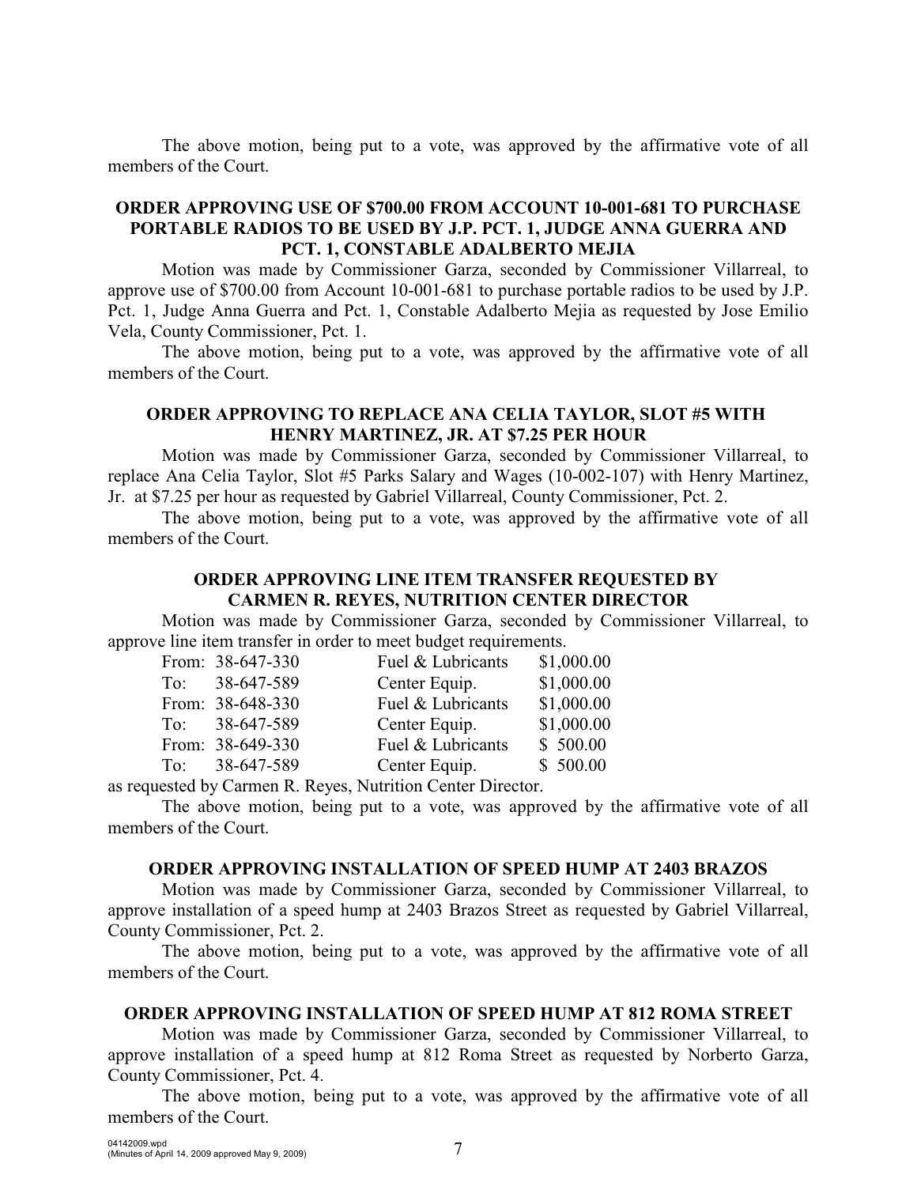The above motion, being put to a vote, was approved by the affirmative vote of all members of the Court.

**ORDER APPROVING USE OF $700.00 FROM ACCOUNT 10-001-681 TO PURCHASE PORTABLE RADIOS TO BE USED BY J.P. PCT. 1, JUDGE ANNA GUERRA AND PCT. 1, CONSTABLE ADALBERTO MEJIA**

Motion was made by Commissioner Garza, seconded by Commissioner Villarreal, to approve use of $700.00 from Account 10-001-681 to purchase portable radios to be used by J.P. Pct. 1, Judge Anna Guerra and Pct. 1, Constable Adalberto Mejia as requested by Jose Emilio Vela, County Commissioner, Pct. 1.

The above motion, being put to a vote, was approved by the affirmative vote of all members of the Court.

**ORDER APPROVING TO REPLACE ANA CELIA TAYLOR, SLOT #5 WITH HENRY MARTINEZ, JR. AT $7.25 PER HOUR**

Motion was made by Commissioner Garza, seconded by Commissioner Villarreal, to replace Ana Celia Taylor, Slot #5 Parks Salary and Wages (10-002-107) with Henry Martinez, Jr. at $7.25 per hour as requested by Gabriel Villarreal, County Commissioner, Pct. 2.

The above motion, being put to a vote, was approved by the affirmative vote of all members of the Court.

**ORDER APPROVING LINE ITEM TRANSFER REQUESTED BY CARMEN R. REYES, NUTRITION CENTER DIRECTOR**

Motion was made by Commissioner Garza, seconded by Commissioner Villarreal, to approve line item transfer in order to meet budget requirements.

| | | | |
|---|---|---|---|
| From: | 38-647-330 | Fuel & Lubricants | $1,000.00 |
| To: | 38-647-589 | Center Equip. | $1,000.00 |
| From: | 38-648-330 | Fuel & Lubricants | $1,000.00 |
| To: | 38-647-589 | Center Equip. | $1,000.00 |
| From: | 38-649-330 | Fuel & Lubricants | $ 500.00 |
| To: | 38-647-589 | Center Equip. | $ 500.00 |

as requested by Carmen R. Reyes, Nutrition Center Director.

The above motion, being put to a vote, was approved by the affirmative vote of all members of the Court.

**ORDER APPROVING INSTALLATION OF SPEED HUMP AT 2403 BRAZOS**

Motion was made by Commissioner Garza, seconded by Commissioner Villarreal, to approve installation of a speed hump at 2403 Brazos Street as requested by Gabriel Villarreal, County Commissioner, Pct. 2.

The above motion, being put to a vote, was approved by the affirmative vote of all members of the Court.

**ORDER APPROVING INSTALLATION OF SPEED HUMP AT 812 ROMA STREET**

Motion was made by Commissioner Garza, seconded by Commissioner Villarreal, to approve installation of a speed hump at 812 Roma Street as requested by Norberto Garza, County Commissioner, Pct. 4.

The above motion, being put to a vote, was approved by the affirmative vote of all members of the Court.

04142009.wpd
(Minutes of April 14, 2009 approved May 9, 2009)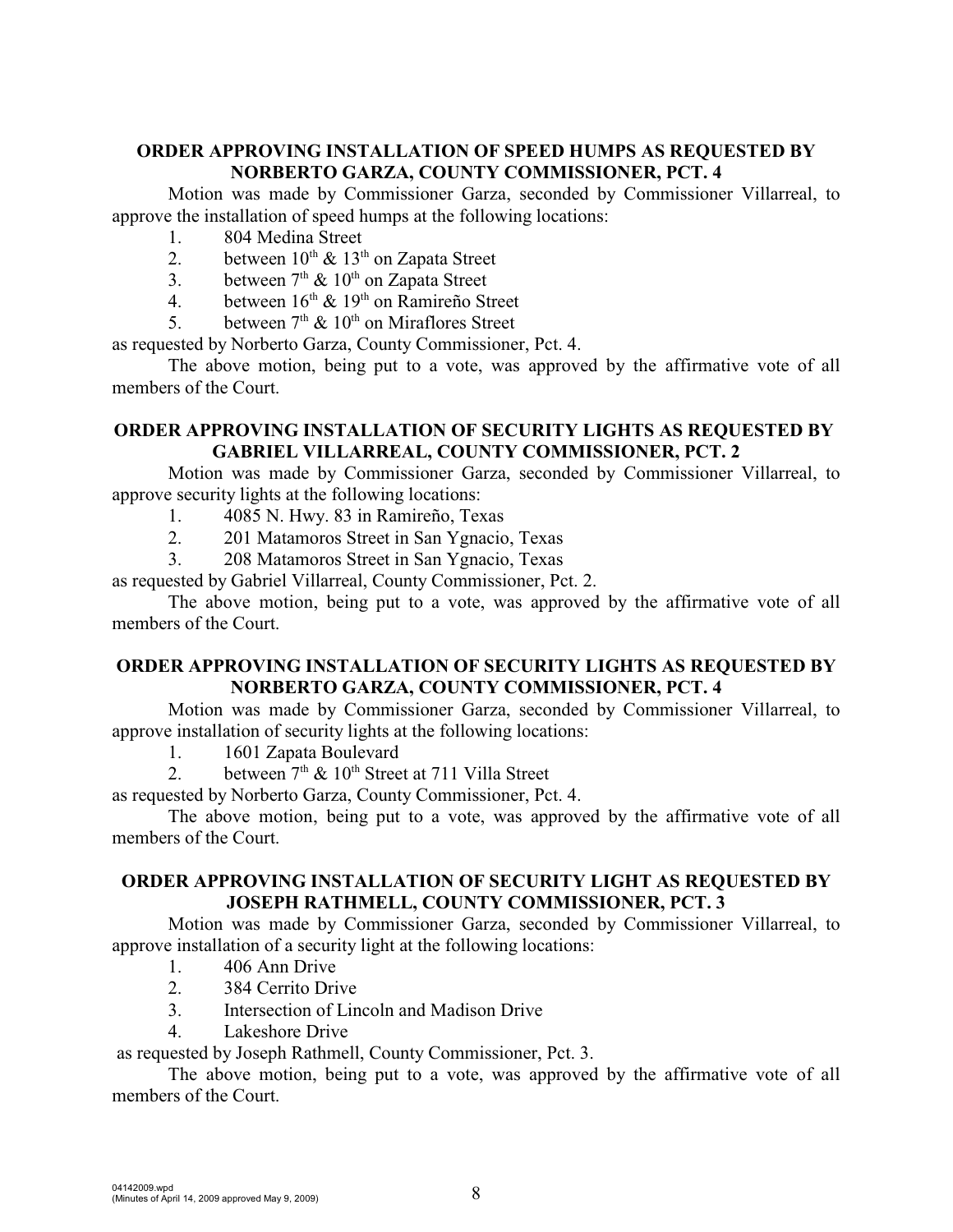**ORDER APPROVING INSTALLATION OF SPEED HUMPS AS REQUESTED BY NORBERTO GARZA, COUNTY COMMISSIONER, PCT. 4**

Motion was made by Commissioner Garza, seconded by Commissioner Villarreal, to approve the installation of speed humps at the following locations:

1. 804 Medina Street
2. between 10th & 13th on Zapata Street
3. between 7th & 10th on Zapata Street
4. between 16th & 19th on Ramireño Street
5. between 7th & 10th on Miraflores Street

as requested by Norberto Garza, County Commissioner, Pct. 4.

The above motion, being put to a vote, was approved by the affirmative vote of all members of the Court.

**ORDER APPROVING INSTALLATION OF SECURITY LIGHTS AS REQUESTED BY GABRIEL VILLARREAL, COUNTY COMMISSIONER, PCT. 2**

Motion was made by Commissioner Garza, seconded by Commissioner Villarreal, to approve security lights at the following locations:

1. 4085 N. Hwy. 83 in Ramireño, Texas
2. 201 Matamoros Street in San Ygnacio, Texas
3. 208 Matamoros Street in San Ygnacio, Texas

as requested by Gabriel Villarreal, County Commissioner, Pct. 2.

The above motion, being put to a vote, was approved by the affirmative vote of all members of the Court.

**ORDER APPROVING INSTALLATION OF SECURITY LIGHTS AS REQUESTED BY NORBERTO GARZA, COUNTY COMMISSIONER, PCT. 4**

Motion was made by Commissioner Garza, seconded by Commissioner Villarreal, to approve installation of security lights at the following locations:

1. 1601 Zapata Boulevard
2. between 7th & 10th Street at 711 Villa Street

as requested by Norberto Garza, County Commissioner, Pct. 4.

The above motion, being put to a vote, was approved by the affirmative vote of all members of the Court.

**ORDER APPROVING INSTALLATION OF SECURITY LIGHT AS REQUESTED BY JOSEPH RATHMELL, COUNTY COMMISSIONER, PCT. 3**

Motion was made by Commissioner Garza, seconded by Commissioner Villarreal, to approve installation of a security light at the following locations:

1. 406 Ann Drive
2. 384 Cerrito Drive
3. Intersection of Lincoln and Madison Drive
4. Lakeshore Drive

as requested by Joseph Rathmell, County Commissioner, Pct. 3.

The above motion, being put to a vote, was approved by the affirmative vote of all members of the Court.

04142009.wpd
(Minutes of April 14, 2009 approved May 9, 2009)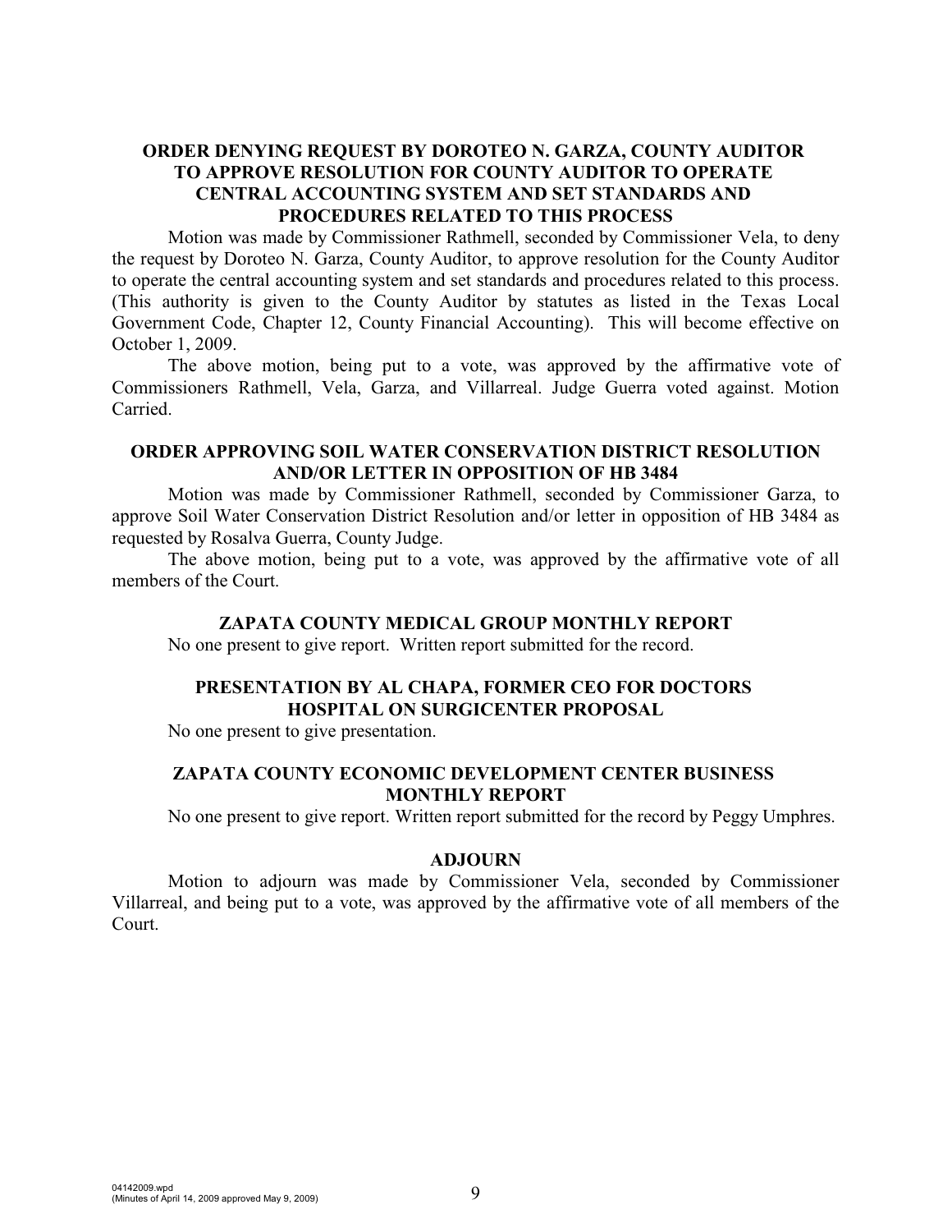**ORDER DENYING REQUEST BY DOROTEO N. GARZA, COUNTY AUDITOR TO APPROVE RESOLUTION FOR COUNTY AUDITOR TO OPERATE CENTRAL ACCOUNTING SYSTEM AND SET STANDARDS AND PROCEDURES RELATED TO THIS PROCESS**

Motion was made by Commissioner Rathmell, seconded by Commissioner Vela, to deny the request by Doroteo N. Garza, County Auditor, to approve resolution for the County Auditor to operate the central accounting system and set standards and procedures related to this process. (This authority is given to the County Auditor by statutes as listed in the Texas Local Government Code, Chapter 12, County Financial Accounting). This will become effective on October 1, 2009.

The above motion, being put to a vote, was approved by the affirmative vote of Commissioners Rathmell, Vela, Garza, and Villarreal. Judge Guerra voted against. Motion Carried.

**ORDER APPROVING SOIL WATER CONSERVATION DISTRICT RESOLUTION AND/OR LETTER IN OPPOSITION OF HB 3484**

Motion was made by Commissioner Rathmell, seconded by Commissioner Garza, to approve Soil Water Conservation District Resolution and/or letter in opposition of HB 3484 as requested by Rosalva Guerra, County Judge.

The above motion, being put to a vote, was approved by the affirmative vote of all members of the Court.

**ZAPATA COUNTY MEDICAL GROUP MONTHLY REPORT**

No one present to give report. Written report submitted for the record.

**PRESENTATION BY AL CHAPA, FORMER CEO FOR DOCTORS HOSPITAL ON SURGICENTER PROPOSAL**

No one present to give presentation.

**ZAPATA COUNTY ECONOMIC DEVELOPMENT CENTER BUSINESS MONTHLY REPORT**

No one present to give report. Written report submitted for the record by Peggy Umphres.

**ADJOURN**

Motion to adjourn was made by Commissioner Vela, seconded by Commissioner Villarreal, and being put to a vote, was approved by the affirmative vote of all members of the Court.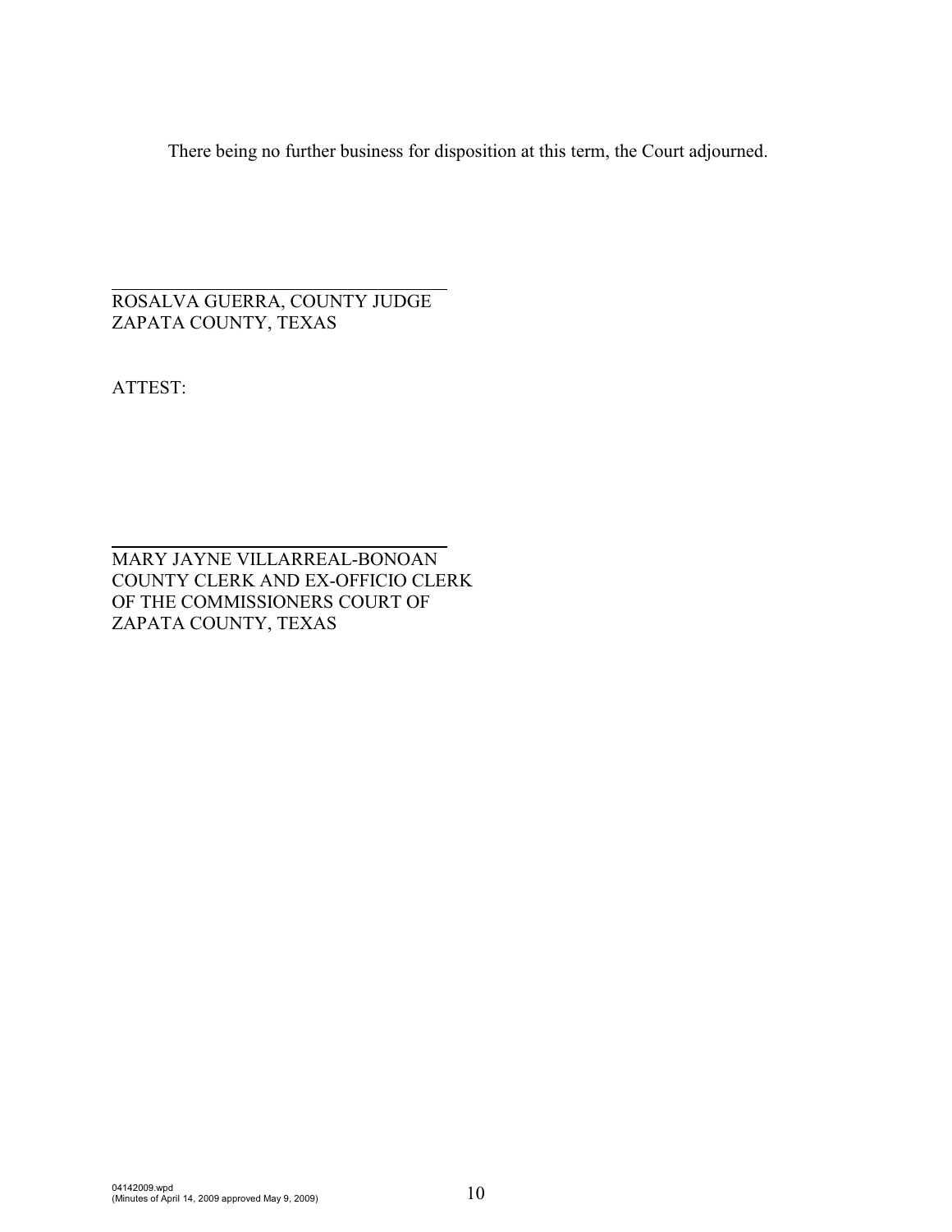There being no further business for disposition at this term, the Court adjourned.

\_\_\_\_\_\_\_\_\_\_\_\_\_\_\_\_\_\_\_\_\_\_\_\_\_\_\_\_\_\_\_\_\_\_\_\_

ROSALVA GUERRA, COUNTY JUDGE
ZAPATA COUNTY, TEXAS

ATTEST:

\_\_\_\_\_\_\_\_\_\_\_\_\_\_\_\_\_\_\_\_\_\_\_\_\_\_\_\_\_\_\_\_\_\_\_\_

MARY JAYNE VILLARREAL-BONOAN
COUNTY CLERK AND EX-OFFICIO CLERK
OF THE COMMISSIONERS COURT OF
ZAPATA COUNTY, TEXAS

04142009.wpd
(Minutes of April 14, 2009 approved May 9, 2009)